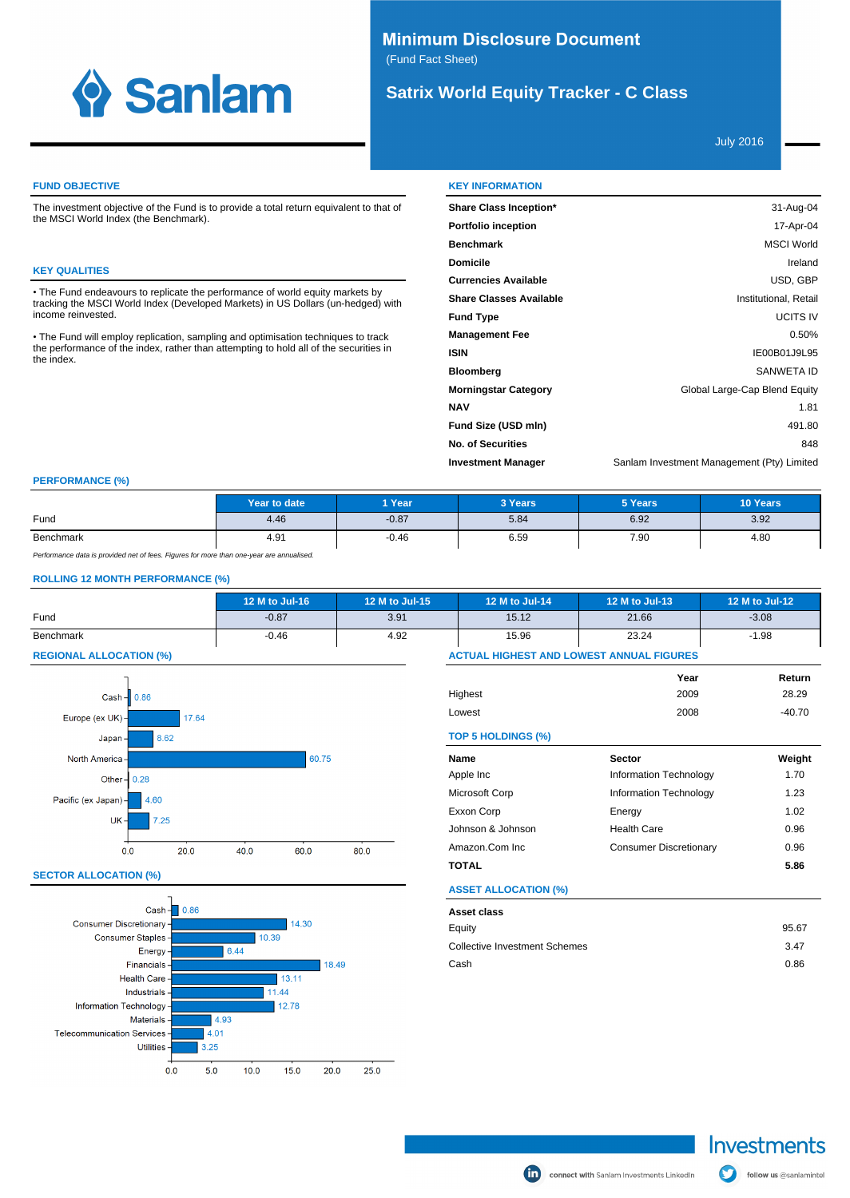# Minimum Disclosure Document

(Fund Fact Sheet)

## Satrix World Equity Tracker - C Class

July 2016

### FUND OBJECTIVE

The investment objective of the Fund is to provide a total return equivalent to that of the MSCI World Index (the Benchmark).

### KEY QUALITIES

• The Fund endeavours to replicate the performance of world equity markets by tracking the MSCI World Index (Developed Markets) in US Dollars (un-hedged) with income reinvested.

• The Fund will employ replication, sampling and optimisation techniques to track the performance of the index, rather than attempting to hold all of the securities in the index.

### KEY INFORMATION

| | |
|---|---|
| **Share Class Inception*** | 31-Aug-04 |
| **Portfolio inception** | 17-Apr-04 |
| **Benchmark** | MSCI World |
| **Domicile** | Ireland |
| **Currencies Available** | USD, GBP |
| **Share Classes Available** | Institutional, Retail |
| **Fund Type** | UCITS IV |
| **Management Fee** | 0.50% |
| **ISIN** | IE00B01J9L95 |
| **Bloomberg** | SANWETA ID |
| **Morningstar Category** | Global Large-Cap Blend Equity |
| **NAV** | 1.81 |
| **Fund Size (USD mln)** | 491.80 |
| **No. of Securities** | 848 |
| **Investment Manager** | Sanlam Investment Management (Pty) Limited |

### PERFORMANCE (%)

| | Year to date | 1 Year | 3 Years | 5 Years | 10 Years |
|---|---|---|---|---|---|
| Fund | 4.46 | -0.87 | 5.84 | 6.92 | 3.92 |
| Benchmark | 4.91 | -0.46 | 6.59 | 7.90 | 4.80 |

*Performance data is provided net of fees. Figures for more than one-year are annualised.*

### ROLLING 12 MONTH PERFORMANCE (%)

| | 12 M to Jul-16 | 12 M to Jul-15 | 12 M to Jul-14 | 12 M to Jul-13 | 12 M to Jul-12 |
|---|---|---|---|---|---|
| Fund | -0.87 | 3.91 | 15.12 | 21.66 | -3.08 |
| Benchmark | -0.46 | 4.92 | 15.96 | 23.24 | -1.98 |

### REGIONAL ALLOCATION (%)

| Region | % |
|---|---|
| Cash | 0.86 |
| Europe (ex UK) | 17.64 |
| Japan | 8.62 |
| North America | 60.75 |
| Other | 0.28 |
| Pacific (ex Japan) | 4.60 |
| UK | 7.25 |

### SECTOR ALLOCATION (%)

| Sector | % |
|---|---|
| Cash | 0.86 |
| Consumer Discretionary | 14.30 |
| Consumer Staples | 10.39 |
| Energy | 6.44 |
| Financials | 18.49 |
| Health Care | 13.11 |
| Industrials | 11.44 |
| Information Technology | 12.78 |
| Materials | 4.93 |
| Telecommunication Services | 4.01 |
| Utilities | 3.25 |

### ACTUAL HIGHEST AND LOWEST ANNUAL FIGURES

| | Year | Return |
|---|---|---|
| Highest | 2009 | 28.29 |
| Lowest | 2008 | -40.70 |

### TOP 5 HOLDINGS (%)

| Name | Sector | Weight |
|---|---|---|
| Apple Inc | Information Technology | 1.70 |
| Microsoft Corp | Information Technology | 1.23 |
| Exxon Corp | Energy | 1.02 |
| Johnson & Johnson | Health Care | 0.96 |
| Amazon.Com Inc | Consumer Discretionary | 0.96 |
| **TOTAL** | | **5.86** |

### ASSET ALLOCATION (%)

| Asset class | |
|---|---|
| Equity | 95.67 |
| Collective Investment Schemes | 3.47 |
| Cash | 0.86 |

Investments

connect with Sanlam Investments LinkedIn

follow us @sanlamintel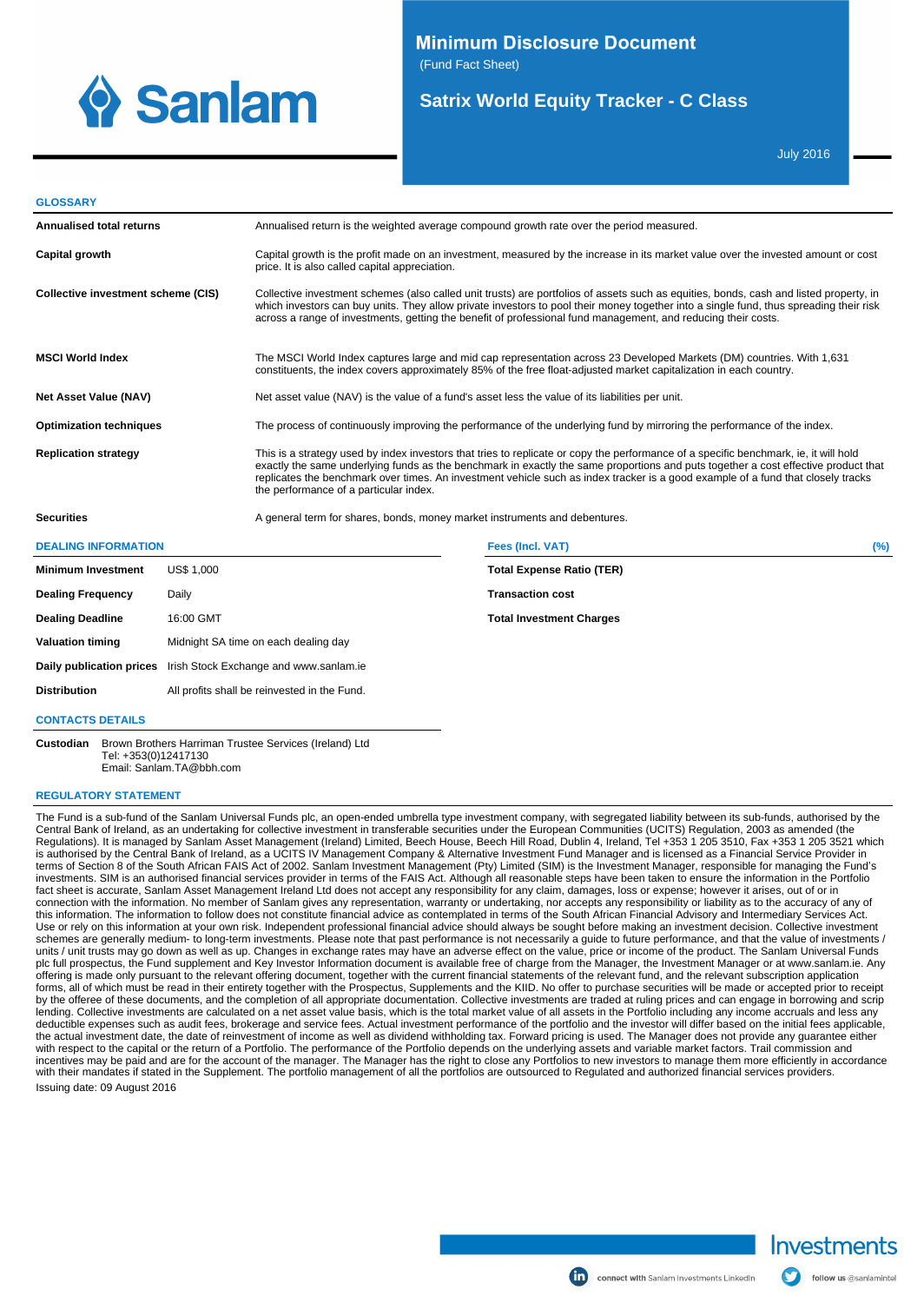# Minimum Disclosure Document

(Fund Fact Sheet)

## Satrix World Equity Tracker - C Class

July 2016

## GLOSSARY

| | |
|---|---|
| **Annualised total returns** | Annualised return is the weighted average compound growth rate over the period measured. |
| **Capital growth** | Capital growth is the profit made on an investment, measured by the increase in its market value over the invested amount or cost price. It is also called capital appreciation. |
| **Collective investment scheme (CIS)** | Collective investment schemes (also called unit trusts) are portfolios of assets such as equities, bonds, cash and listed property, in which investors can buy units. They allow private investors to pool their money together into a single fund, thus spreading their risk across a range of investments, getting the benefit of professional fund management, and reducing their costs. |
| **MSCI World Index** | The MSCI World Index captures large and mid cap representation across 23 Developed Markets (DM) countries. With 1,631 constituents, the index covers approximately 85% of the free float-adjusted market capitalization in each country. |
| **Net Asset Value (NAV)** | Net asset value (NAV) is the value of a fund's asset less the value of its liabilities per unit. |
| **Optimization techniques** | The process of continuously improving the performance of the underlying fund by mirroring the performance of the index. |
| **Replication strategy** | This is a strategy used by index investors that tries to replicate or copy the performance of a specific benchmark, ie, it will hold exactly the same underlying funds as the benchmark in exactly the same proportions and puts together a cost effective product that replicates the benchmark over times. An investment vehicle such as index tracker is a good example of a fund that closely tracks the performance of a particular index. |
| **Securities** | A general term for shares, bonds, money market instruments and debentures. |

## DEALING INFORMATION

| | |
|---|---|
| **Minimum Investment** | US$ 1,000 |
| **Dealing Frequency** | Daily |
| **Dealing Deadline** | 16:00 GMT |
| **Valuation timing** | Midnight SA time on each dealing day |
| **Daily publication prices** | Irish Stock Exchange and www.sanlam.ie |
| **Distribution** | All profits shall be reinvested in the Fund. |

| Fees (Incl. VAT) | (%) |
|---|---|
| **Total Expense Ratio (TER)** | |
| **Transaction cost** | |
| **Total Investment Charges** | |

## CONTACTS DETAILS

**Custodian** Brown Brothers Harriman Trustee Services (Ireland) Ltd
Tel: +353(0)12417130
Email: Sanlam.TA@bbh.com

## REGULATORY STATEMENT

The Fund is a sub-fund of the Sanlam Universal Funds plc, an open-ended umbrella type investment company, with segregated liability between its sub-funds, authorised by the Central Bank of Ireland, as an undertaking for collective investment in transferable securities under the European Communities (UCITS) Regulation, 2003 as amended (the Regulations). It is managed by Sanlam Asset Management (Ireland) Limited, Beech House, Beech Hill Road, Dublin 4, Ireland, Tel +353 1 205 3510, Fax +353 1 205 3521 which is authorised by the Central Bank of Ireland, as a UCITS IV Management Company & Alternative Investment Fund Manager and is licensed as a Financial Service Provider in terms of Section 8 of the South African FAIS Act of 2002. Sanlam Investment Management (Pty) Limited (SIM) is the Investment Manager, responsible for managing the Fund's investments. SIM is an authorised financial services provider in terms of the FAIS Act. Although all reasonable steps have been taken to ensure the information in the Portfolio fact sheet is accurate, Sanlam Asset Management Ireland Ltd does not accept any responsibility for any claim, damages, loss or expense; however it arises, out of or in connection with the information. No member of Sanlam gives any representation, warranty or undertaking, nor accepts any responsibility or liability as to the accuracy of any of this information. The information to follow does not constitute financial advice as contemplated in terms of the South African Financial Advisory and Intermediary Services Act. Use or rely on this information at your own risk. Independent professional financial advice should always be sought before making an investment decision. Collective investment schemes are generally medium- to long-term investments. Please note that past performance is not necessarily a guide to future performance, and that the value of investments / units / unit trusts may go down as well as up. Changes in exchange rates may have an adverse effect on the value, price or income of the product. The Sanlam Universal Funds plc full prospectus, the Fund supplement and Key Investor Information document is available free of charge from the Manager, the Investment Manager or at www.sanlam.ie. Any offering is made only pursuant to the relevant offering document, together with the current financial statements of the relevant fund, and the relevant subscription application forms, all of which must be read in their entirety together with the Prospectus, Supplements and the KIID. No offer to purchase securities will be made or accepted prior to receipt by the offeree of these documents, and the completion of all appropriate documentation. Collective investments are traded at ruling prices and can engage in borrowing and scrip lending. Collective investments are calculated on a net asset value basis, which is the total market value of all assets in the Portfolio including any income accruals and less any deductible expenses such as audit fees, brokerage and service fees. Actual investment performance of the portfolio and the investor will differ based on the initial fees applicable, the actual investment date, the date of reinvestment of income as well as dividend withholding tax. Forward pricing is used. The Manager does not provide any guarantee either with respect to the capital or the return of a Portfolio. The performance of the Portfolio depends on the underlying assets and variable market factors. Trail commission and incentives may be paid and are for the account of the manager. The Manager has the right to close any Portfolios to new investors to manage them more efficiently in accordance with their mandates if stated in the Supplement. The portfolio management of all the portfolios are outsourced to Regulated and authorized financial services providers.

Issuing date: 09 August 2016

connect with Sanlam Investments LinkedIn   follow us @sanlamintel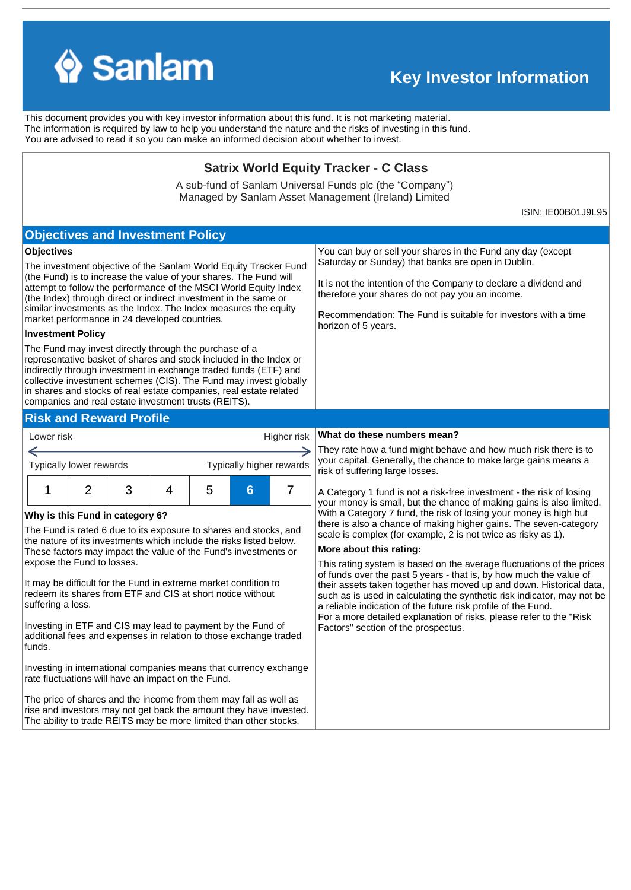# Sanlam

## Key Investor Information

This document provides you with key investor information about this fund. It is not marketing material.
The information is required by law to help you understand the nature and the risks of investing in this fund.
You are advised to read it so you can make an informed decision about whether to invest.

### Satrix World Equity Tracker - C Class

A sub-fund of Sanlam Universal Funds plc (the "Company")
Managed by Sanlam Asset Management (Ireland) Limited

ISIN: IE00B01J9L95

## Objectives and Investment Policy

**Objectives**

The investment objective of the Sanlam World Equity Tracker Fund (the Fund) is to increase the value of your shares. The Fund will attempt to follow the performance of the MSCI World Equity Index (the Index) through direct or indirect investment in the same or similar investments as the Index. The Index measures the equity market performance in 24 developed countries.

**Investment Policy**

The Fund may invest directly through the purchase of a representative basket of shares and stock included in the Index or indirectly through investment in exchange traded funds (ETF) and collective investment schemes (CIS). The Fund may invest globally in shares and stocks of real estate companies, real estate related companies and real estate investment trusts (REITS).

You can buy or sell your shares in the Fund any day (except Saturday or Sunday) that banks are open in Dublin.

It is not the intention of the Company to declare a dividend and therefore your shares do not pay you an income.

Recommendation: The Fund is suitable for investors with a time horizon of 5 years.

## Risk and Reward Profile

Lower risk ← → Higher risk

Typically lower rewards — Typically higher rewards

| 1 | 2 | 3 | 4 | 5 | **6** | 7 |
|---|---|---|---|---|---|---|

**Why is this Fund in category 6?**

The Fund is rated 6 due to its exposure to shares and stocks, and the nature of its investments which include the risks listed below. These factors may impact the value of the Fund's investments or expose the Fund to losses.

It may be difficult for the Fund in extreme market condition to redeem its shares from ETF and CIS at short notice without suffering a loss.

Investing in ETF and CIS may lead to payment by the Fund of additional fees and expenses in relation to those exchange traded funds.

Investing in international companies means that currency exchange rate fluctuations will have an impact on the Fund.

The price of shares and the income from them may fall as well as rise and investors may not get back the amount they have invested. The ability to trade REITS may be more limited than other stocks.

**What do these numbers mean?**

They rate how a fund might behave and how much risk there is to your capital. Generally, the chance to make large gains means a risk of suffering large losses.

A Category 1 fund is not a risk-free investment - the risk of losing your money is small, but the chance of making gains is also limited. With a Category 7 fund, the risk of losing your money is high but there is also a chance of making higher gains. The seven-category scale is complex (for example, 2 is not twice as risky as 1).

**More about this rating:**

This rating system is based on the average fluctuations of the prices of funds over the past 5 years - that is, by how much the value of their assets taken together has moved up and down. Historical data, such as is used in calculating the synthetic risk indicator, may not be a reliable indication of the future risk profile of the Fund.
For a more detailed explanation of risks, please refer to the "Risk Factors" section of the prospectus.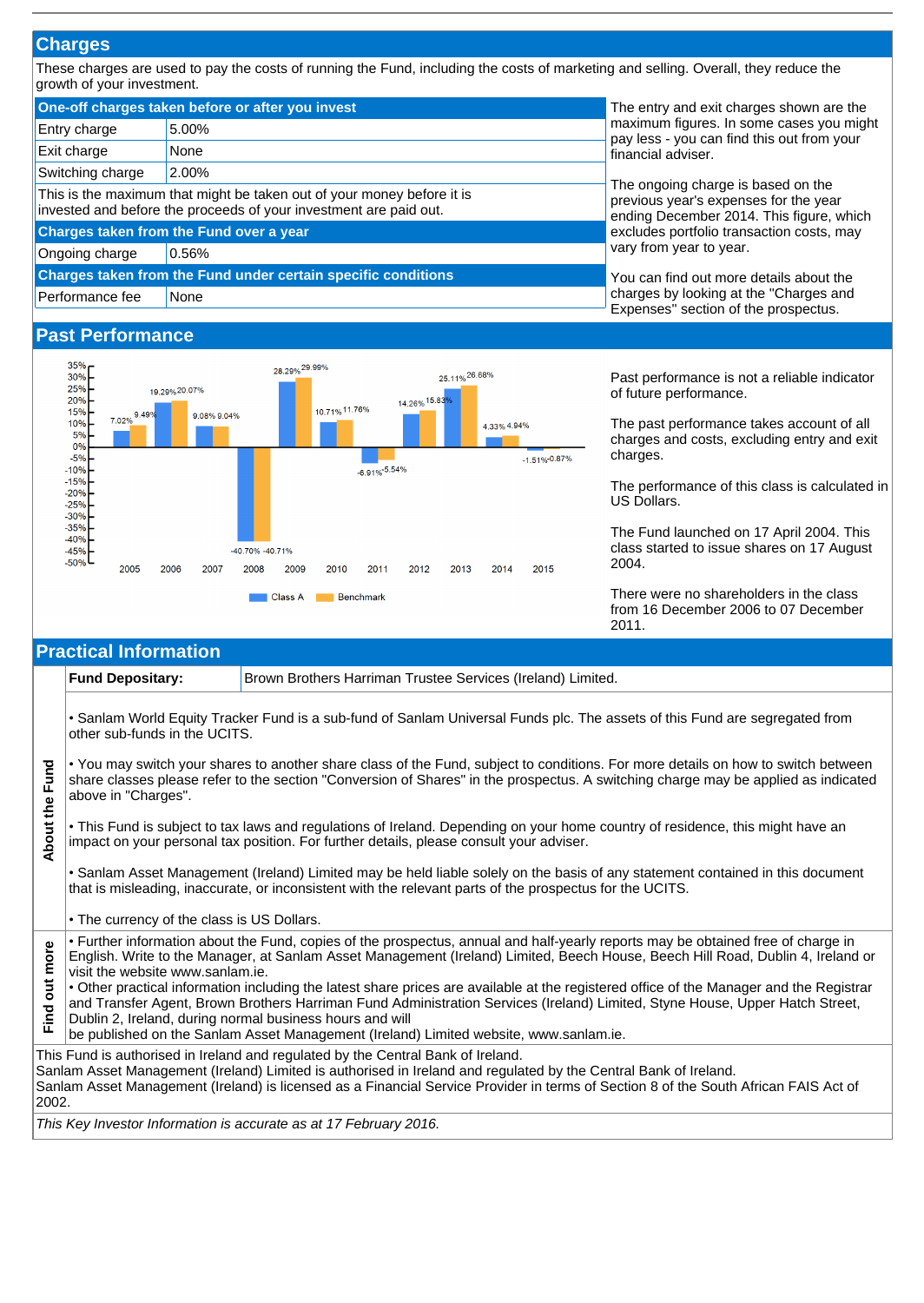## Charges

These charges are used to pay the costs of running the Fund, including the costs of marketing and selling. Overall, they reduce the growth of your investment.

| One-off charges taken before or after you invest | |
|---|---|
| Entry charge | 5.00% |
| Exit charge | None |
| Switching charge | 2.00% |
| This is the maximum that might be taken out of your money before it is invested and before the proceeds of your investment are paid out. | |
| **Charges taken from the Fund over a year** | |
| Ongoing charge | 0.56% |
| **Charges taken from the Fund under certain specific conditions** | |
| Performance fee | None |

The entry and exit charges shown are the maximum figures. In some cases you might pay less - you can find this out from your financial adviser.

The ongoing charge is based on the previous year's expenses for the year ending December 2014. This figure, which excludes portfolio transaction costs, may vary from year to year.

You can find out more details about the charges by looking at the "Charges and Expenses" section of the prospectus.

## Past Performance

35%
30%
25%
20%
15%
10%
5%
0%
-5%
-10%
-15%
-20%
-25%
-30%
-35%
-40%
-45%
-50%

7.02% 9.49%
19.29% 20.07%
9.08% 9.04%
-40.70% -40.71%
28.29% 29.99%
10.71% 11.76%
-6.91% -5.54%
14.26% 15.83%
25.11% 26.68%
4.33% 4.94%
-1.51% -0.87%

2005 2006 2007 2008 2009 2010 2011 2012 2013 2014 2015

Class A
Benchmark

Past performance is not a reliable indicator of future performance.

The past performance takes account of all charges and costs, excluding entry and exit charges.

The performance of this class is calculated in US Dollars.

The Fund launched on 17 April 2004. This class started to issue shares on 17 August 2004.

There were no shareholders in the class from 16 December 2006 to 07 December 2011.

## Practical Information

### About the Fund

**Fund Depositary:** Brown Brothers Harriman Trustee Services (Ireland) Limited.

- Sanlam World Equity Tracker Fund is a sub-fund of Sanlam Universal Funds plc. The assets of this Fund are segregated from other sub-funds in the UCITS.
- You may switch your shares to another share class of the Fund, subject to conditions. For more details on how to switch between share classes please refer to the section "Conversion of Shares" in the prospectus. A switching charge may be applied as indicated above in "Charges".
- This Fund is subject to tax laws and regulations of Ireland. Depending on your home country of residence, this might have an impact on your personal tax position. For further details, please consult your adviser.
- Sanlam Asset Management (Ireland) Limited may be held liable solely on the basis of any statement contained in this document that is misleading, inaccurate, or inconsistent with the relevant parts of the prospectus for the UCITS.
- The currency of the class is US Dollars.

### Find out more

- Further information about the Fund, copies of the prospectus, annual and half-yearly reports may be obtained free of charge in English. Write to the Manager, at Sanlam Asset Management (Ireland) Limited, Beech House, Beech Hill Road, Dublin 4, Ireland or visit the website www.sanlam.ie.
- Other practical information including the latest share prices are available at the registered office of the Manager and the Registrar and Transfer Agent, Brown Brothers Harriman Fund Administration Services (Ireland) Limited, Styne House, Upper Hatch Street, Dublin 2, Ireland, during normal business hours and will be published on the Sanlam Asset Management (Ireland) Limited website, www.sanlam.ie.

This Fund is authorised in Ireland and regulated by the Central Bank of Ireland.
Sanlam Asset Management (Ireland) Limited is authorised in Ireland and regulated by the Central Bank of Ireland.
Sanlam Asset Management (Ireland) is licensed as a Financial Service Provider in terms of Section 8 of the South African FAIS Act of 2002.

*This Key Investor Information is accurate as at 17 February 2016.*